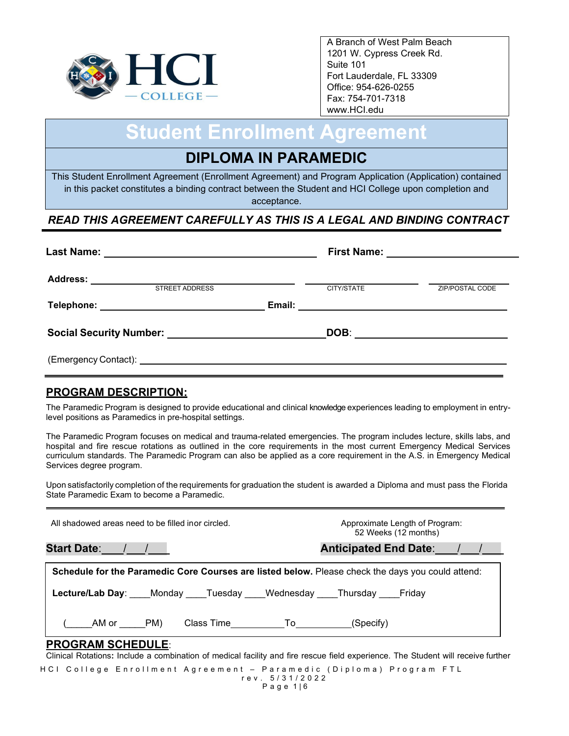HCI COLLEGE

A Branch of West Palm Beach
1201 W. Cypress Creek Rd.
Suite 101
Fort Lauderdale, FL 33309
Office: 954-626-0255
Fax: 754-701-7318
www.HCI.edu

# Student Enrollment Agreement

## DIPLOMA IN PARAMEDIC

This Student Enrollment Agreement (Enrollment Agreement) and Program Application (Application) contained in this packet constitutes a binding contract between the Student and HCI College upon completion and acceptance.

***READ THIS AGREEMENT CAREFULLY AS THIS IS A LEGAL AND BINDING CONTRACT***

**Last Name:** ______________________ **First Name:** ______________________

**Address:** ______________________ (STREET ADDRESS) ______________ (CITY/STATE) ______________ (ZIP/POSTAL CODE)

**Telephone:** ______________________ **Email:** ______________________

**Social Security Number:** ______________________ **DOB**: ______________________

(Emergency Contact): ______________________________________________

## PROGRAM DESCRIPTION:

The Paramedic Program is designed to provide educational and clinical knowledge experiences leading to employment in entry-level positions as Paramedics in pre-hospital settings.

The Paramedic Program focuses on medical and trauma-related emergencies. The program includes lecture, skills labs, and hospital and fire rescue rotations as outlined in the core requirements in the most current Emergency Medical Services curriculum standards. The Paramedic Program can also be applied as a core requirement in the A.S. in Emergency Medical Services degree program.

Upon satisfactorily completion of the requirements for graduation the student is awarded a Diploma and must pass the Florida State Paramedic Exam to become a Paramedic.

All shadowed areas need to be filled inor circled.

Approximate Length of Program: 52 Weeks (12 months)

**Start Date**:\_\_\_/\_\_\_/\_\_\_ **Anticipated End Date**:\_\_\_/\_\_\_/\_\_\_

**Schedule for the Paramedic Core Courses are listed below.** Please check the days you could attend:

**Lecture/Lab Day**: \_\_\_\_Monday \_\_\_\_Tuesday \_\_\_\_Wednesday \_\_\_\_Thursday \_\_\_\_Friday

(\_\_\_\_\_AM or \_\_\_\_\_PM) Class Time\_\_\_\_\_\_\_\_\_\_To\_\_\_\_\_\_\_\_\_\_(Specify)

## PROGRAM SCHEDULE:

Clinical Rotations**:** Include a combination of medical facility and fire rescue field experience. The Student will receive further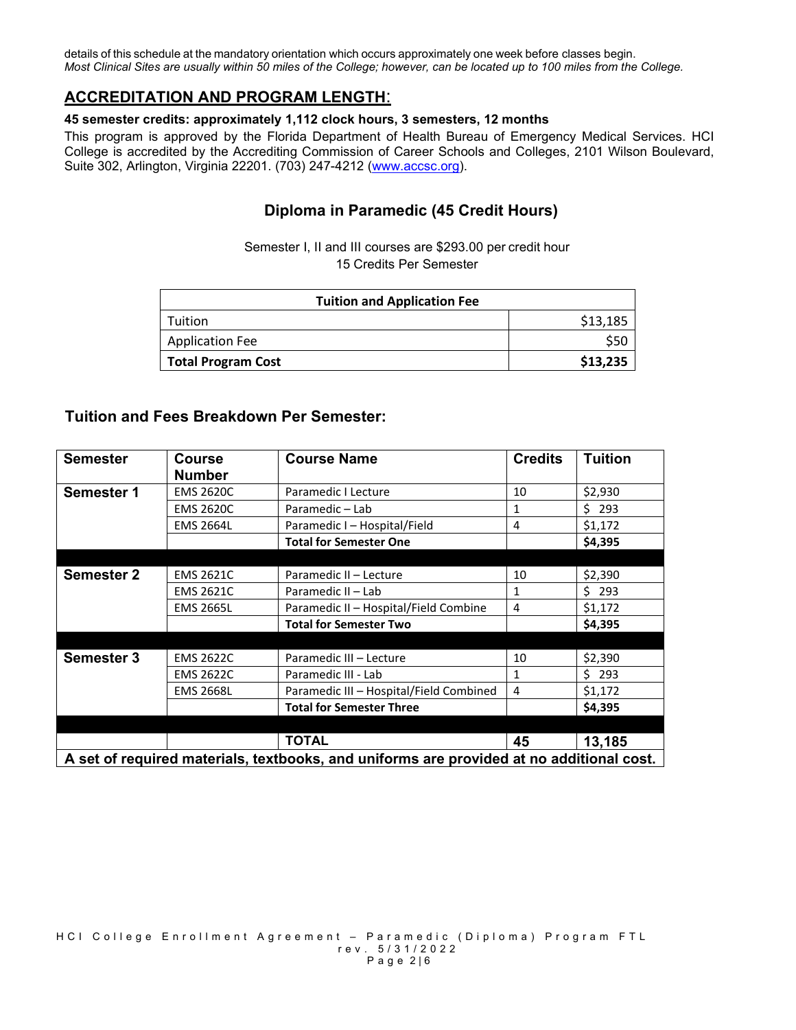details of this schedule at the mandatory orientation which occurs approximately one week before classes begin.
*Most Clinical Sites are usually within 50 miles of the College; however, can be located up to 100 miles from the College.*

## ACCREDITATION AND PROGRAM LENGTH:

**45 semester credits: approximately 1,112 clock hours, 3 semesters, 12 months**

This program is approved by the Florida Department of Health Bureau of Emergency Medical Services. HCI College is accredited by the Accrediting Commission of Career Schools and Colleges, 2101 Wilson Boulevard, Suite 302, Arlington, Virginia 22201. (703) 247-4212 (www.accsc.org).

### Diploma in Paramedic (45 Credit Hours)

Semester I, II and III courses are $293.00 per credit hour
15 Credits Per Semester

| Tuition and Application Fee | |
|---|---|
| Tuition | $13,185 |
| Application Fee | $50 |
| **Total Program Cost** | **$13,235** |

### Tuition and Fees Breakdown Per Semester:

| Semester | Course Number | Course Name | Credits | Tuition |
|---|---|---|---|---|
| **Semester 1** | EMS 2620C | Paramedic I Lecture | 10 | $2,930 |
| | EMS 2620C | Paramedic – Lab | 1 | $ 293 |
| | EMS 2664L | Paramedic I – Hospital/Field | 4 | $1,172 |
| | | **Total for Semester One** | | **$4,395** |
| **Semester 2** | EMS 2621C | Paramedic II – Lecture | 10 | $2,390 |
| | EMS 2621C | Paramedic II – Lab | 1 | $ 293 |
| | EMS 2665L | Paramedic II – Hospital/Field Combine | 4 | $1,172 |
| | | **Total for Semester Two** | | **$4,395** |
| **Semester 3** | EMS 2622C | Paramedic III – Lecture | 10 | $2,390 |
| | EMS 2622C | Paramedic III - Lab | 1 | $ 293 |
| | EMS 2668L | Paramedic III – Hospital/Field Combined | 4 | $1,172 |
| | | **Total for Semester Three** | | **$4,395** |
| | | **TOTAL** | **45** | **13,185** |
| **A set of required materials, textbooks, and uniforms are provided at no additional cost.** | | | | |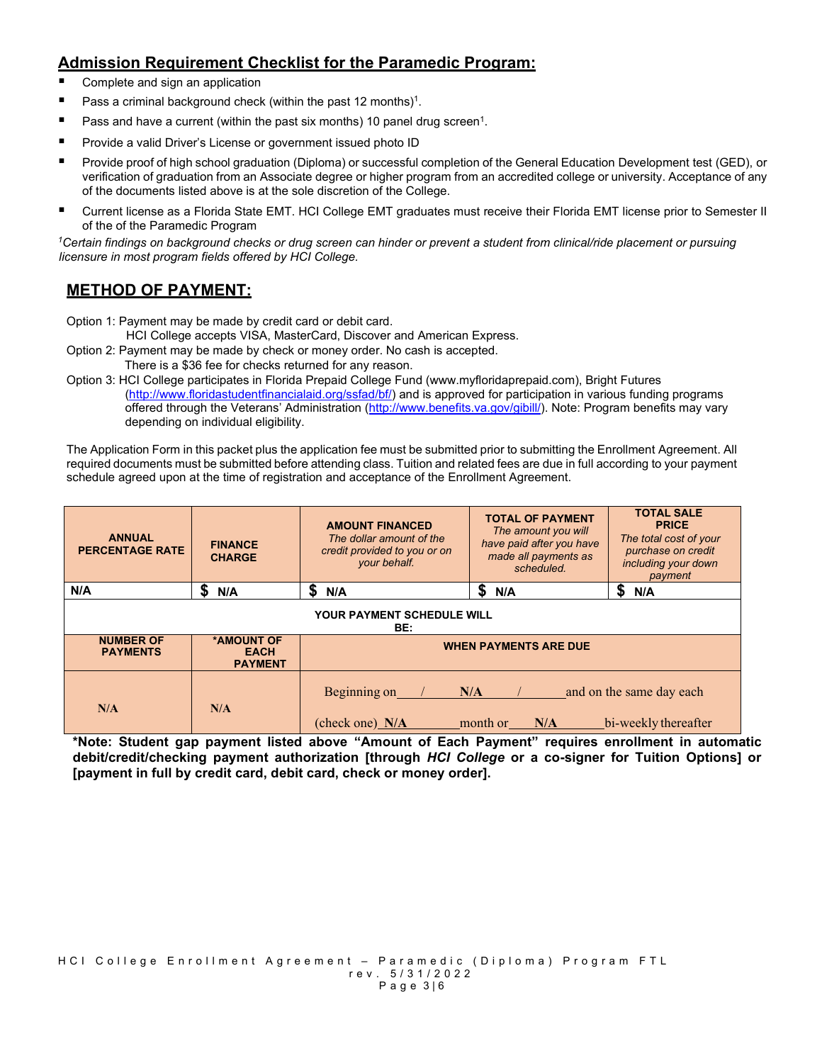## Admission Requirement Checklist for the Paramedic Program:

- Complete and sign an application
- Pass a criminal background check (within the past 12 months)[1].
- Pass and have a current (within the past six months) 10 panel drug screen[1].
- Provide a valid Driver's License or government issued photo ID
- Provide proof of high school graduation (Diploma) or successful completion of the General Education Development test (GED), or verification of graduation from an Associate degree or higher program from an accredited college or university. Acceptance of any of the documents listed above is at the sole discretion of the College.
- Current license as a Florida State EMT. HCI College EMT graduates must receive their Florida EMT license prior to Semester II of the of the Paramedic Program

*[1]Certain findings on background checks or drug screen can hinder or prevent a student from clinical/ride placement or pursuing licensure in most program fields offered by HCI College.*

## METHOD OF PAYMENT:

Option 1: Payment may be made by credit card or debit card.
HCI College accepts VISA, MasterCard, Discover and American Express.

Option 2: Payment may be made by check or money order. No cash is accepted.
There is a $36 fee for checks returned for any reason.

Option 3: HCI College participates in Florida Prepaid College Fund (www.myfloridaprepaid.com), Bright Futures (http://www.floridastudentfinancialaid.org/ssfad/bf/) and is approved for participation in various funding programs offered through the Veterans' Administration (http://www.benefits.va.gov/gibill/). Note: Program benefits may vary depending on individual eligibility.

The Application Form in this packet plus the application fee must be submitted prior to submitting the Enrollment Agreement. All required documents must be submitted before attending class. Tuition and related fees are due in full according to your payment schedule agreed upon at the time of registration and acceptance of the Enrollment Agreement.

| ANNUAL PERCENTAGE RATE | FINANCE CHARGE | AMOUNT FINANCED *The dollar amount of the credit provided to you or on your behalf.* | TOTAL OF PAYMENT *The amount you will have paid after you have made all payments as scheduled.* | TOTAL SALE PRICE *The total cost of your purchase on credit including your down payment* |
|---|---|---|---|---|
| N/A | $ N/A | $ N/A | $ N/A | $ N/A |
| **YOUR PAYMENT SCHEDULE WILL BE:** | | | | |
| **NUMBER OF PAYMENTS** | **\*AMOUNT OF EACH PAYMENT** | **WHEN PAYMENTS ARE DUE** | | |
| N/A | N/A | Beginning on \_\_/ N/A /\_\_ and on the same day each (check one) N/A month or N/A bi-weekly thereafter | | |

**\*Note: Student gap payment listed above "Amount of Each Payment" requires enrollment in automatic debit/credit/checking payment authorization [through *HCI College* or a co-signer for Tuition Options] or [payment in full by credit card, debit card, check or money order].**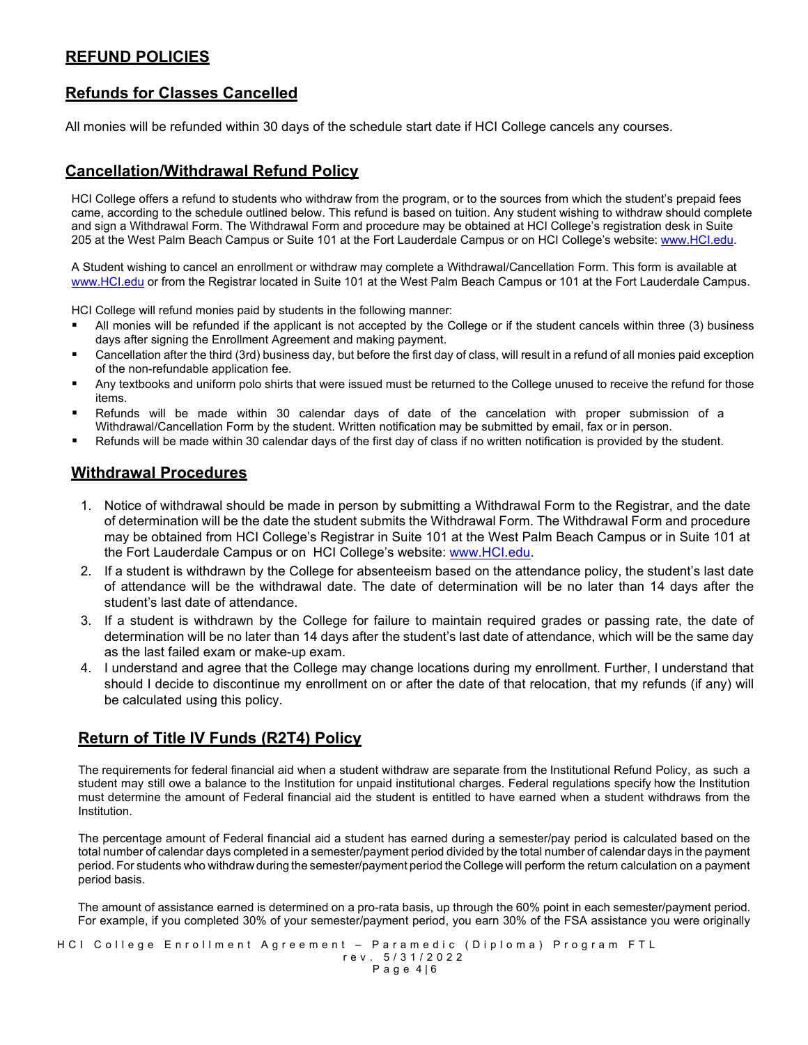## REFUND POLICIES

## Refunds for Classes Cancelled

All monies will be refunded within 30 days of the schedule start date if HCI College cancels any courses.

## Cancellation/Withdrawal Refund Policy

HCI College offers a refund to students who withdraw from the program, or to the sources from which the student's prepaid fees came, according to the schedule outlined below. This refund is based on tuition. Any student wishing to withdraw should complete and sign a Withdrawal Form. The Withdrawal Form and procedure may be obtained at HCI College's registration desk in Suite 205 at the West Palm Beach Campus or Suite 101 at the Fort Lauderdale Campus or on HCI College's website: www.HCI.edu.

A Student wishing to cancel an enrollment or withdraw may complete a Withdrawal/Cancellation Form. This form is available at www.HCI.edu or from the Registrar located in Suite 101 at the West Palm Beach Campus or 101 at the Fort Lauderdale Campus.

HCI College will refund monies paid by students in the following manner:

- All monies will be refunded if the applicant is not accepted by the College or if the student cancels within three (3) business days after signing the Enrollment Agreement and making payment.
- Cancellation after the third (3rd) business day, but before the first day of class, will result in a refund of all monies paid exception of the non-refundable application fee.
- Any textbooks and uniform polo shirts that were issued must be returned to the College unused to receive the refund for those items.
- Refunds will be made within 30 calendar days of date of the cancelation with proper submission of a Withdrawal/Cancellation Form by the student. Written notification may be submitted by email, fax or in person.
- Refunds will be made within 30 calendar days of the first day of class if no written notification is provided by the student.

## Withdrawal Procedures

1. Notice of withdrawal should be made in person by submitting a Withdrawal Form to the Registrar, and the date of determination will be the date the student submits the Withdrawal Form. The Withdrawal Form and procedure may be obtained from HCI College's Registrar in Suite 101 at the West Palm Beach Campus or in Suite 101 at the Fort Lauderdale Campus or on HCI College's website: www.HCI.edu.
2. If a student is withdrawn by the College for absenteeism based on the attendance policy, the student's last date of attendance will be the withdrawal date. The date of determination will be no later than 14 days after the student's last date of attendance.
3. If a student is withdrawn by the College for failure to maintain required grades or passing rate, the date of determination will be no later than 14 days after the student's last date of attendance, which will be the same day as the last failed exam or make-up exam.
4. I understand and agree that the College may change locations during my enrollment. Further, I understand that should I decide to discontinue my enrollment on or after the date of that relocation, that my refunds (if any) will be calculated using this policy.

## Return of Title IV Funds (R2T4) Policy

The requirements for federal financial aid when a student withdraw are separate from the Institutional Refund Policy, as such a student may still owe a balance to the Institution for unpaid institutional charges. Federal regulations specify how the Institution must determine the amount of Federal financial aid the student is entitled to have earned when a student withdraws from the Institution.

The percentage amount of Federal financial aid a student has earned during a semester/pay period is calculated based on the total number of calendar days completed in a semester/payment period divided by the total number of calendar days in the payment period. For students who withdraw during the semester/payment period the College will perform the return calculation on a payment period basis.

The amount of assistance earned is determined on a pro-rata basis, up through the 60% point in each semester/payment period. For example, if you completed 30% of your semester/payment period, you earn 30% of the FSA assistance you were originally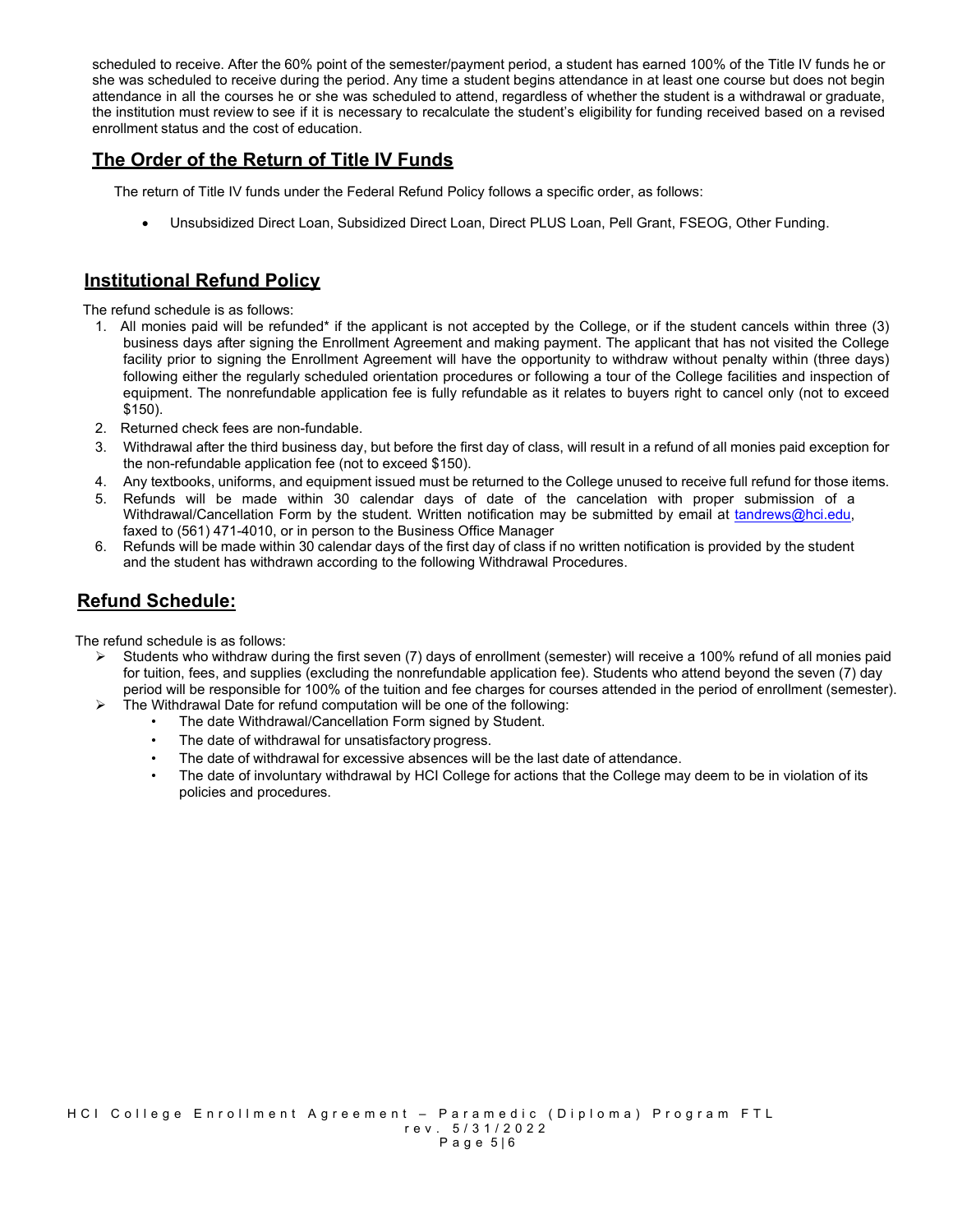scheduled to receive. After the 60% point of the semester/payment period, a student has earned 100% of the Title IV funds he or she was scheduled to receive during the period. Any time a student begins attendance in at least one course but does not begin attendance in all the courses he or she was scheduled to attend, regardless of whether the student is a withdrawal or graduate, the institution must review to see if it is necessary to recalculate the student's eligibility for funding received based on a revised enrollment status and the cost of education.

## The Order of the Return of Title IV Funds

The return of Title IV funds under the Federal Refund Policy follows a specific order, as follows:

- Unsubsidized Direct Loan, Subsidized Direct Loan, Direct PLUS Loan, Pell Grant, FSEOG, Other Funding.

## Institutional Refund Policy

The refund schedule is as follows:

1. All monies paid will be refunded* if the applicant is not accepted by the College, or if the student cancels within three (3) business days after signing the Enrollment Agreement and making payment. The applicant that has not visited the College facility prior to signing the Enrollment Agreement will have the opportunity to withdraw without penalty within (three days) following either the regularly scheduled orientation procedures or following a tour of the College facilities and inspection of equipment. The nonrefundable application fee is fully refundable as it relates to buyers right to cancel only (not to exceed $150).
2. Returned check fees are non-fundable.
3. Withdrawal after the third business day, but before the first day of class, will result in a refund of all monies paid exception for the non-refundable application fee (not to exceed $150).
4. Any textbooks, uniforms, and equipment issued must be returned to the College unused to receive full refund for those items.
5. Refunds will be made within 30 calendar days of date of the cancelation with proper submission of a Withdrawal/Cancellation Form by the student. Written notification may be submitted by email at tandrews@hci.edu, faxed to (561) 471-4010, or in person to the Business Office Manager
6. Refunds will be made within 30 calendar days of the first day of class if no written notification is provided by the student and the student has withdrawn according to the following Withdrawal Procedures.

## Refund Schedule:

The refund schedule is as follows:

- Students who withdraw during the first seven (7) days of enrollment (semester) will receive a 100% refund of all monies paid for tuition, fees, and supplies (excluding the nonrefundable application fee). Students who attend beyond the seven (7) day period will be responsible for 100% of the tuition and fee charges for courses attended in the period of enrollment (semester).
- The Withdrawal Date for refund computation will be one of the following:
  - The date Withdrawal/Cancellation Form signed by Student.
  - The date of withdrawal for unsatisfactory progress.
  - The date of withdrawal for excessive absences will be the last date of attendance.
  - The date of involuntary withdrawal by HCI College for actions that the College may deem to be in violation of its policies and procedures.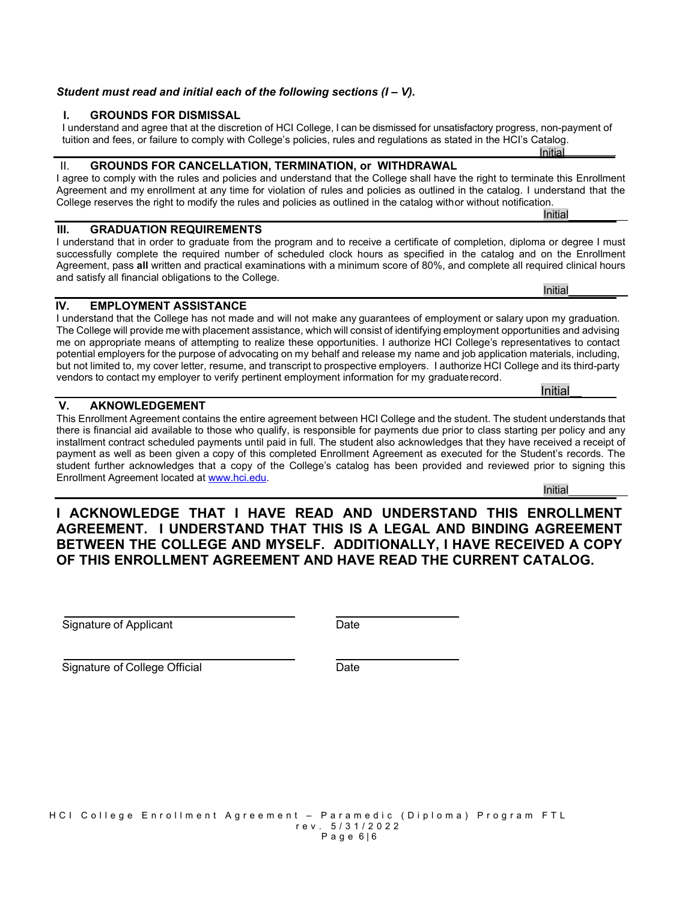***Student must read and initial each of the following sections (I – V).***

### I. GROUNDS FOR DISMISSAL

I understand and agree that at the discretion of HCI College, I can be dismissed for unsatisfactory progress, non-payment of tuition and fees, or failure to comply with College's policies, rules and regulations as stated in the HCI's Catalog.

Initial________

### II. GROUNDS FOR CANCELLATION, TERMINATION, or WITHDRAWAL

I agree to comply with the rules and policies and understand that the College shall have the right to terminate this Enrollment Agreement and my enrollment at any time for violation of rules and policies as outlined in the catalog. I understand that the College reserves the right to modify the rules and policies as outlined in the catalog withor without notification.

Initial________

### III. GRADUATION REQUIREMENTS

I understand that in order to graduate from the program and to receive a certificate of completion, diploma or degree I must successfully complete the required number of scheduled clock hours as specified in the catalog and on the Enrollment Agreement, pass **all** written and practical examinations with a minimum score of 80%, and complete all required clinical hours and satisfy all financial obligations to the College.

Initial________

### IV. EMPLOYMENT ASSISTANCE

I understand that the College has not made and will not make any guarantees of employment or salary upon my graduation. The College will provide me with placement assistance, which will consist of identifying employment opportunities and advising me on appropriate means of attempting to realize these opportunities. I authorize HCI College's representatives to contact potential employers for the purpose of advocating on my behalf and release my name and job application materials, including, but not limited to, my cover letter, resume, and transcript to prospective employers. I authorize HCI College and its third-party vendors to contact my employer to verify pertinent employment information for my graduaterecord.

Initial________

### V. AKNOWLEDGEMENT

This Enrollment Agreement contains the entire agreement between HCI College and the student. The student understands that there is financial aid available to those who qualify, is responsible for payments due prior to class starting per policy and any installment contract scheduled payments until paid in full. The student also acknowledges that they have received a receipt of payment as well as been given a copy of this completed Enrollment Agreement as executed for the Student's records. The student further acknowledges that a copy of the College's catalog has been provided and reviewed prior to signing this Enrollment Agreement located at www.hci.edu.

Initial________

**I ACKNOWLEDGE THAT I HAVE READ AND UNDERSTAND THIS ENROLLMENT AGREEMENT. I UNDERSTAND THAT THIS IS A LEGAL AND BINDING AGREEMENT BETWEEN THE COLLEGE AND MYSELF. ADDITIONALLY, I HAVE RECEIVED A COPY OF THIS ENROLLMENT AGREEMENT AND HAVE READ THE CURRENT CATALOG.**

______________________________ ______________
Signature of Applicant Date

______________________________ ______________
Signature of College Official Date